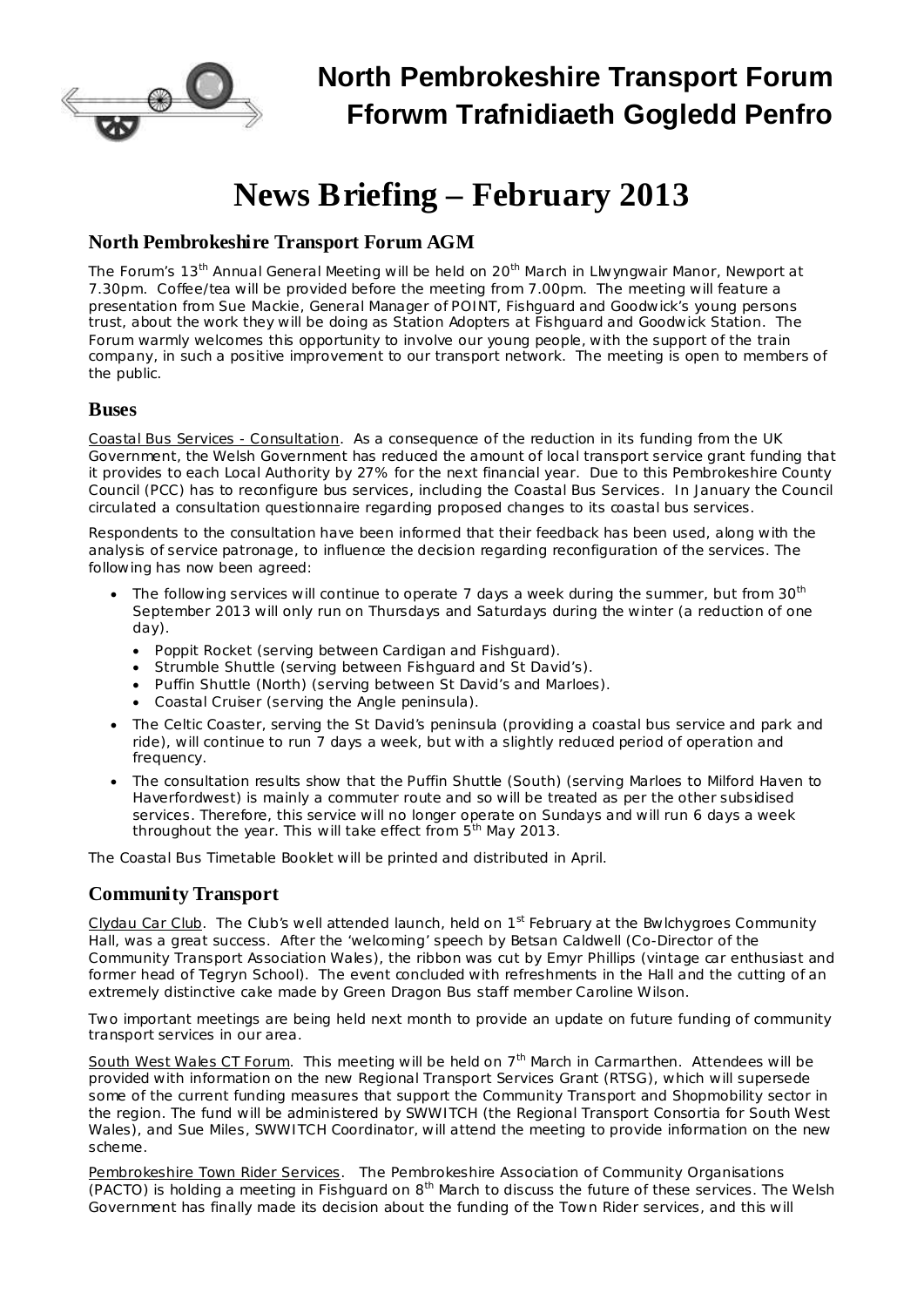# North Pembrokeshire Transport Forum
# Fforwm Trafnidiaeth Gogledd Penfro

# News Briefing – February 2013

## North Pembrokeshire Transport Forum AGM

The Forum's 13th Annual General Meeting will be held on 20th March in Llwyngwair Manor, Newport at 7.30pm. Coffee/tea will be provided before the meeting from 7.00pm. The meeting will feature a presentation from Sue Mackie, General Manager of POINT, Fishguard and Goodwick's young persons trust, about the work they will be doing as Station Adopters at Fishguard and Goodwick Station. The Forum warmly welcomes this opportunity to involve our young people, with the support of the train company, in such a positive improvement to our transport network. The meeting is open to members of the public.

## Buses

Coastal Bus Services - Consultation. As a consequence of the reduction in its funding from the UK Government, the Welsh Government has reduced the amount of local transport service grant funding that it provides to each Local Authority by 27% for the next financial year. Due to this Pembrokeshire County Council (PCC) has to reconfigure bus services, including the Coastal Bus Services. In January the Council circulated a consultation questionnaire regarding proposed changes to its coastal bus services.

Respondents to the consultation have been informed that their feedback has been used, along with the analysis of service patronage, to influence the decision regarding reconfiguration of the services. The following has now been agreed:

- The following services will continue to operate 7 days a week during the summer, but from 30th September 2013 will only run on Thursdays and Saturdays during the winter (a reduction of one day).
  - Poppit Rocket (serving between Cardigan and Fishguard).
  - Strumble Shuttle (serving between Fishguard and St David's).
  - Puffin Shuttle (North) (serving between St David's and Marloes).
  - Coastal Cruiser (serving the Angle peninsula).
- The Celtic Coaster, serving the St David's peninsula (providing a coastal bus service and park and ride), will continue to run 7 days a week, but with a slightly reduced period of operation and frequency.
- The consultation results show that the Puffin Shuttle (South) (serving Marloes to Milford Haven to Haverfordwest) is mainly a commuter route and so will be treated as per the other subsidised services. Therefore, this service will no longer operate on Sundays and will run 6 days a week throughout the year. This will take effect from 5th May 2013.

The Coastal Bus Timetable Booklet will be printed and distributed in April.

## Community Transport

Clydau Car Club. The Club's well attended launch, held on 1st February at the Bwlchygroes Community Hall, was a great success. After the 'welcoming' speech by Betsan Caldwell (Co-Director of the Community Transport Association Wales), the ribbon was cut by Emyr Phillips (vintage car enthusiast and former head of Tegryn School). The event concluded with refreshments in the Hall and the cutting of an extremely distinctive cake made by Green Dragon Bus staff member Caroline Wilson.

Two important meetings are being held next month to provide an update on future funding of community transport services in our area.

South West Wales CT Forum. This meeting will be held on 7th March in Carmarthen. Attendees will be provided with information on the new Regional Transport Services Grant (RTSG), which will supersede some of the current funding measures that support the Community Transport and Shopmobility sector in the region. The fund will be administered by SWWITCH (the Regional Transport Consortia for South West Wales), and Sue Miles, SWWITCH Coordinator, will attend the meeting to provide information on the new scheme.

Pembrokeshire Town Rider Services. The Pembrokeshire Association of Community Organisations (PACTO) is holding a meeting in Fishguard on 8th March to discuss the future of these services. The Welsh Government has finally made its decision about the funding of the Town Rider services, and this will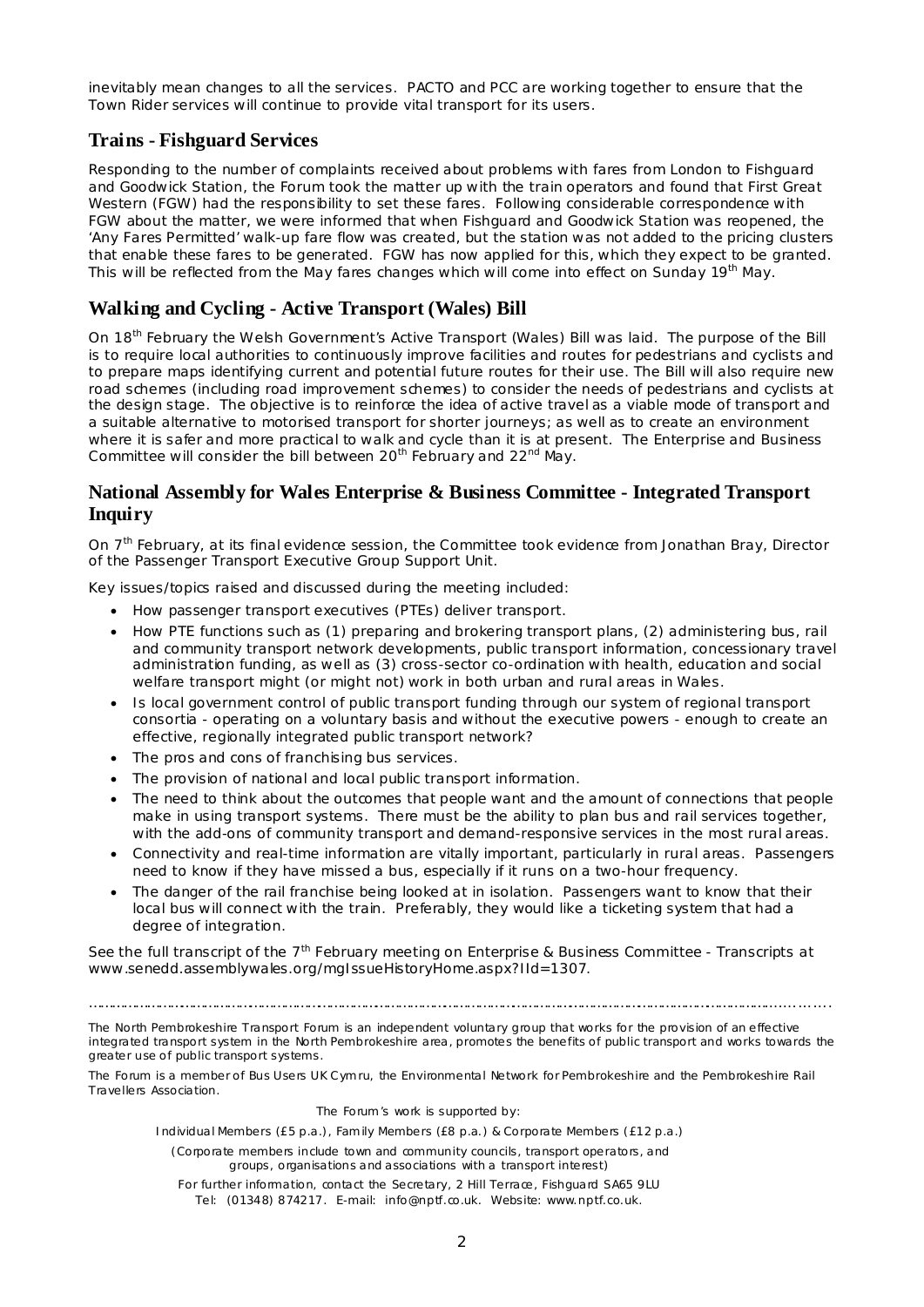inevitably mean changes to all the services. PACTO and PCC are working together to ensure that the Town Rider services will continue to provide vital transport for its users.

## Trains - Fishguard Services

Responding to the number of complaints received about problems with fares from London to Fishguard and Goodwick Station, the Forum took the matter up with the train operators and found that First Great Western (FGW) had the responsibility to set these fares. Following considerable correspondence with FGW about the matter, we were informed that when Fishguard and Goodwick Station was reopened, the 'Any Fares Permitted' walk-up fare flow was created, but the station was not added to the pricing clusters that enable these fares to be generated. FGW has now applied for this, which they expect to be granted. This will be reflected from the May fares changes which will come into effect on Sunday 19th May.

## Walking and Cycling - Active Transport (Wales) Bill

On 18th February the Welsh Government's Active Transport (Wales) Bill was laid. The purpose of the Bill is to require local authorities to continuously improve facilities and routes for pedestrians and cyclists and to prepare maps identifying current and potential future routes for their use. The Bill will also require new road schemes (including road improvement schemes) to consider the needs of pedestrians and cyclists at the design stage. The objective is to reinforce the idea of active travel as a viable mode of transport and a suitable alternative to motorised transport for shorter journeys; as well as to create an environment where it is safer and more practical to walk and cycle than it is at present. The Enterprise and Business Committee will consider the bill between 20th February and 22nd May.

## National Assembly for Wales Enterprise & Business Committee - Integrated Transport Inquiry

On 7th February, at its final evidence session, the Committee took evidence from Jonathan Bray, Director of the Passenger Transport Executive Group Support Unit.

Key issues/topics raised and discussed during the meeting included:

- How passenger transport executives (PTEs) deliver transport.
- How PTE functions such as (1) preparing and brokering transport plans, (2) administering bus, rail and community transport network developments, public transport information, concessionary travel administration funding, as well as (3) cross-sector co-ordination with health, education and social welfare transport might (or might not) work in both urban and rural areas in Wales.
- Is local government control of public transport funding through our system of regional transport consortia - operating on a voluntary basis and without the executive powers - enough to create an effective, regionally integrated public transport network?
- The pros and cons of franchising bus services.
- The provision of national and local public transport information.
- The need to think about the outcomes that people want and the amount of connections that people make in using transport systems. There must be the ability to plan bus and rail services together, with the add-ons of community transport and demand-responsive services in the most rural areas.
- Connectivity and real-time information are vitally important, particularly in rural areas. Passengers need to know if they have missed a bus, especially if it runs on a two-hour frequency.
- The danger of the rail franchise being looked at in isolation. Passengers want to know that their local bus will connect with the train. Preferably, they would like a ticketing system that had a degree of integration.

See the full transcript of the 7th February meeting on Enterprise & Business Committee - Transcripts at www.senedd.assemblywales.org/mgIssueHistoryHome.aspx?IId=1307.

---

*The North Pembrokeshire Transport Forum is an independent voluntary group that works for the provision of an effective integrated transport system in the North Pembrokeshire area, promotes the benefits of public transport and works towards the greater use of public transport systems.*

*The Forum is a member of Bus Users UK Cymru, the Environmental Network for Pembrokeshire and the Pembrokeshire Rail Travellers Association.*

*The Forum's work is supported by:*

*Individual Members (£5 p.a.), Family Members (£8 p.a.) & Corporate Members (£12 p.a.)*

*(Corporate members include town and community councils, transport operators, and groups, organisations and associations with a transport interest)*

*For further information, contact the Secretary, 2 Hill Terrace, Fishguard SA65 9LU*
*Tel: (01348) 874217. E-mail: info@nptf.co.uk. Website: www.nptf.co.uk.*